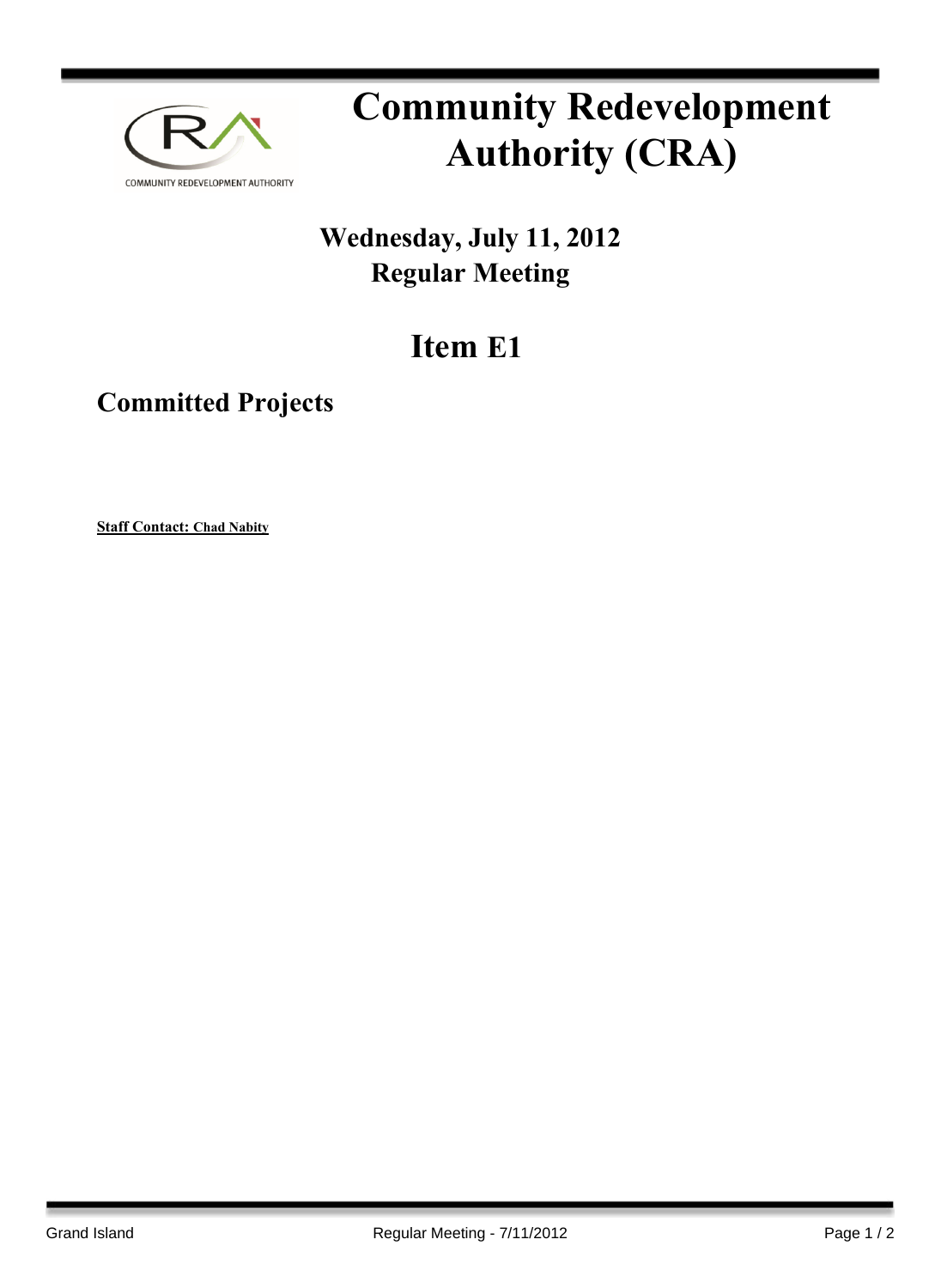# Community Redevelopment Authority (CRA)

## Wednesday, July 11, 2012
## Regular Meeting

# Item E1

## Committed Projects

**Staff Contact: Chad Nabity**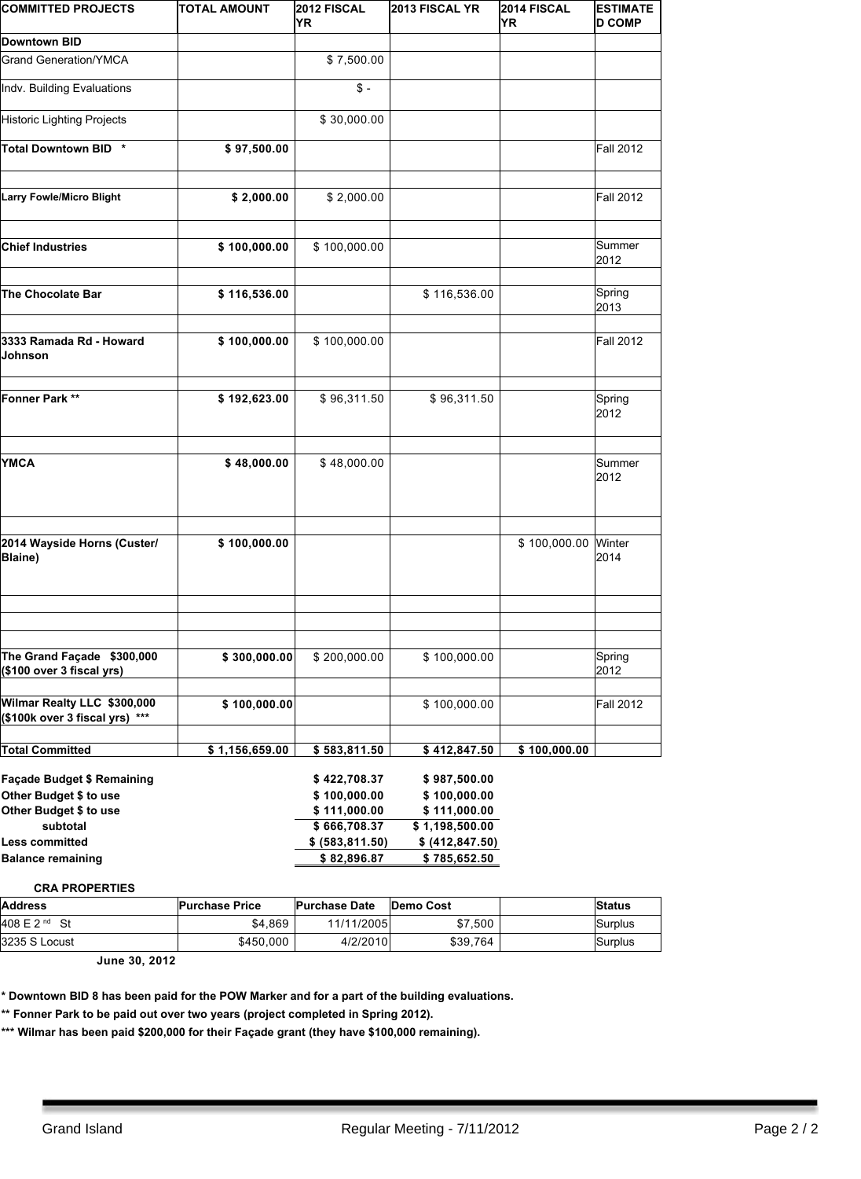| COMMITTED PROJECTS | TOTAL AMOUNT | 2012 FISCAL YR | 2013 FISCAL YR | 2014 FISCAL YR | ESTIMATED COMP |
|---|---|---|---|---|---|
| **Downtown BID** | | | | | |
| Grand Generation/YMCA | | $ 7,500.00 | | | |
| Indv. Building Evaluations | | $ - | | | |
| Historic Lighting Projects | | $ 30,000.00 | | | |
| **Total Downtown BID \*** | **$ 97,500.00** | | | | Fall 2012 |
| | | | | | |
| **Larry Fowle/Micro Blight** | **$ 2,000.00** | $ 2,000.00 | | | Fall 2012 |
| | | | | | |
| **Chief Industries** | **$ 100,000.00** | $ 100,000.00 | | | Summer 2012 |
| | | | | | |
| **The Chocolate Bar** | **$ 116,536.00** | | $ 116,536.00 | | Spring 2013 |
| | | | | | |
| **3333 Ramada Rd - Howard Johnson** | **$ 100,000.00** | $ 100,000.00 | | | Fall 2012 |
| | | | | | |
| **Fonner Park \*\*** | **$ 192,623.00** | $ 96,311.50 | $ 96,311.50 | | Spring 2012 |
| | | | | | |
| **YMCA** | **$ 48,000.00** | $ 48,000.00 | | | Summer 2012 |
| | | | | | |
| **2014 Wayside Horns (Custer/ Blaine)** | **$ 100,000.00** | | | $ 100,000.00 | Winter 2014 |
| | | | | | |
| | | | | | |
| | | | | | |
| **The Grand Façade $300,000 ($100 over 3 fiscal yrs)** | **$ 300,000.00** | $ 200,000.00 | $ 100,000.00 | | Spring 2012 |
| | | | | | |
| **Wilmar Realty LLC $300,000 ($100k over 3 fiscal yrs) \*\*\*** | **$ 100,000.00** | | $ 100,000.00 | | Fall 2012 |
| | | | | | |
| **Total Committed** | **$ 1,156,659.00** | **$ 583,811.50** | **$ 412,847.50** | **$ 100,000.00** | |

| | | |
|---|---|---|
| **Façade Budget $ Remaining** | **$ 422,708.37** | **$ 987,500.00** |
| **Other Budget $ to use** | **$ 100,000.00** | **$ 100,000.00** |
| **Other Budget $ to use** | **$ 111,000.00** | **$ 111,000.00** |
| **subtotal** | **$ 666,708.37** | **$ 1,198,500.00** |
| **Less committed** | **$ (583,811.50)** | **$ (412,847.50)** |
| **Balance remaining** | **$ 82,896.87** | **$ 785,652.50** |

**CRA PROPERTIES**

| Address | Purchase Price | Purchase Date | Demo Cost | | Status |
|---|---|---|---|---|---|
| 408 E 2nd St | $4,869 | 11/11/2005 | $7,500 | | Surplus |
| 3235 S Locust | $450,000 | 4/2/2010 | $39,764 | | Surplus |

**June 30, 2012**

**\* Downtown BID 8 has been paid for the POW Marker and for a part of the building evaluations.**

**\*\* Fonner Park to be paid out over two years (project completed in Spring 2012).**

**\*\*\* Wilmar has been paid $200,000 for their Façade grant (they have $100,000 remaining).**